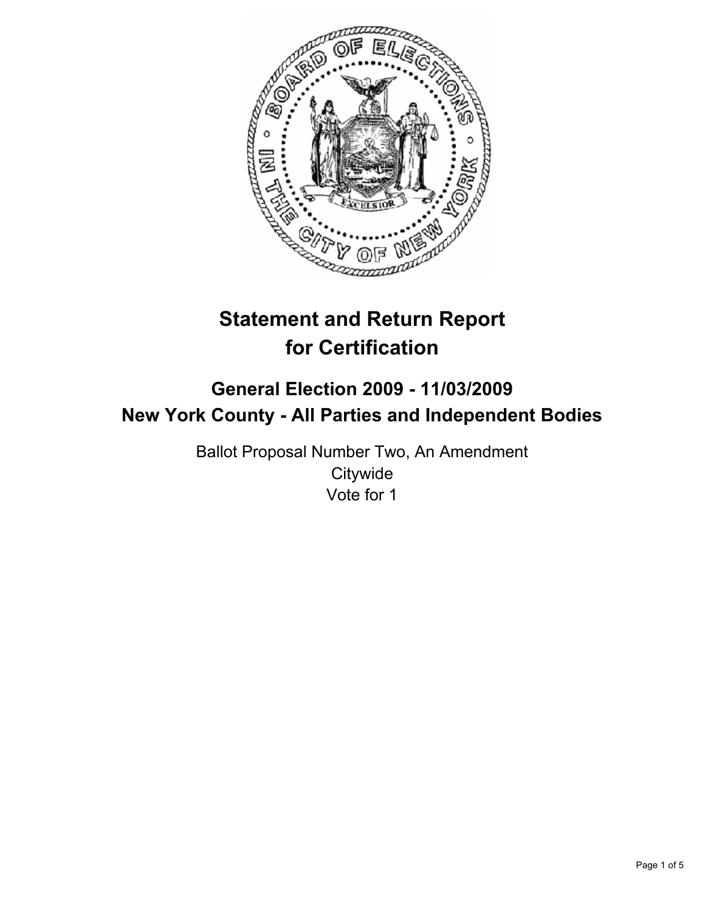# Statement and Return Report for Certification

## General Election 2009 - 11/03/2009
## New York County - All Parties and Independent Bodies

Ballot Proposal Number Two, An Amendment
Citywide
Vote for 1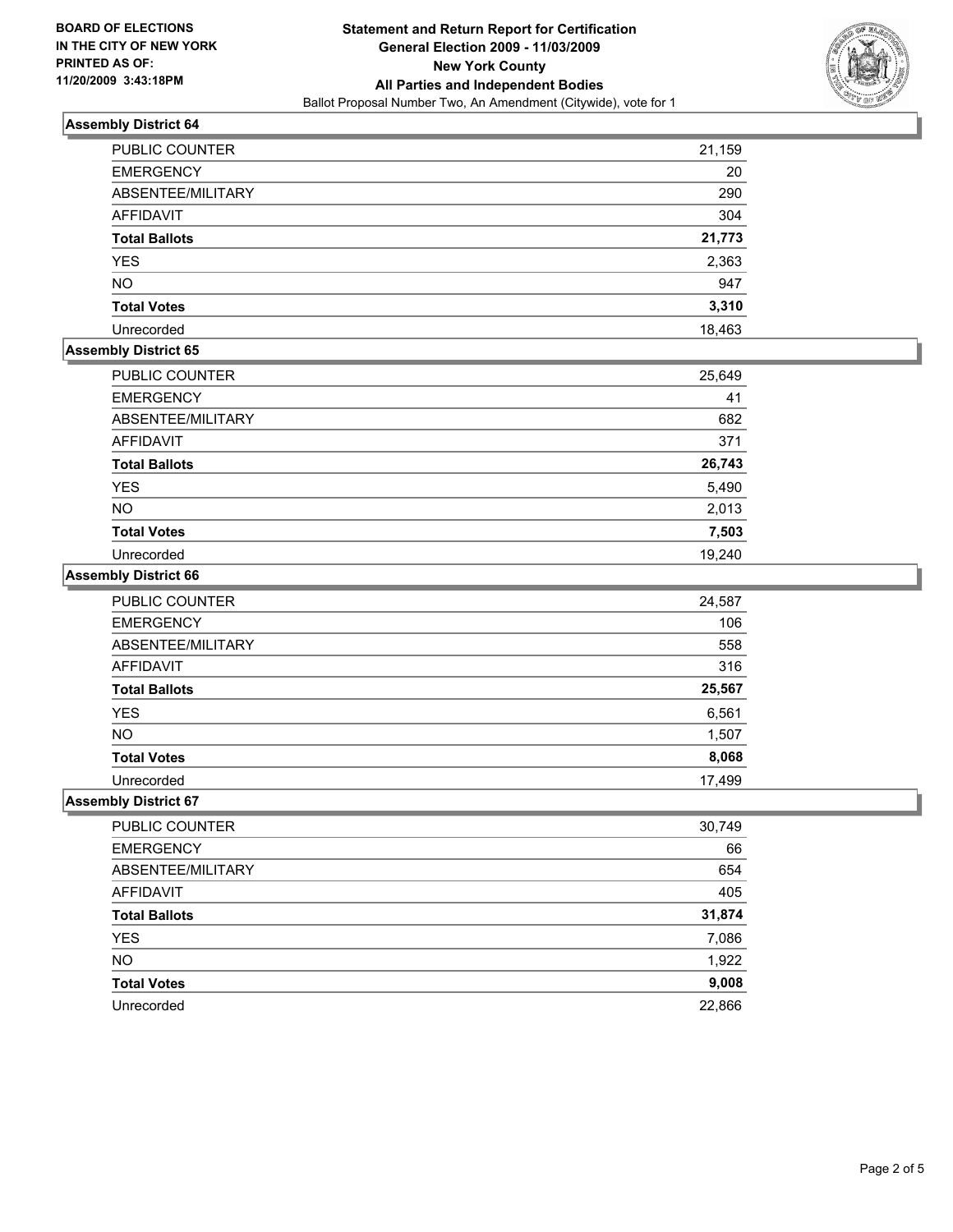**BOARD OF ELECTIONS IN THE CITY OF NEW YORK PRINTED AS OF: 11/20/2009 3:43:18PM**

**Statement and Return Report for Certification General Election 2009 - 11/03/2009 New York County All Parties and Independent Bodies**

Ballot Proposal Number Two, An Amendment (Citywide), vote for 1

### Assembly District 64

| | |
|---|---|
| PUBLIC COUNTER | 21,159 |
| EMERGENCY | 20 |
| ABSENTEE/MILITARY | 290 |
| AFFIDAVIT | 304 |
| **Total Ballots** | **21,773** |
| YES | 2,363 |
| NO | 947 |
| **Total Votes** | **3,310** |
| Unrecorded | 18,463 |

### Assembly District 65

| | |
|---|---|
| PUBLIC COUNTER | 25,649 |
| EMERGENCY | 41 |
| ABSENTEE/MILITARY | 682 |
| AFFIDAVIT | 371 |
| **Total Ballots** | **26,743** |
| YES | 5,490 |
| NO | 2,013 |
| **Total Votes** | **7,503** |
| Unrecorded | 19,240 |

### Assembly District 66

| | |
|---|---|
| PUBLIC COUNTER | 24,587 |
| EMERGENCY | 106 |
| ABSENTEE/MILITARY | 558 |
| AFFIDAVIT | 316 |
| **Total Ballots** | **25,567** |
| YES | 6,561 |
| NO | 1,507 |
| **Total Votes** | **8,068** |
| Unrecorded | 17,499 |

### Assembly District 67

| | |
|---|---|
| PUBLIC COUNTER | 30,749 |
| EMERGENCY | 66 |
| ABSENTEE/MILITARY | 654 |
| AFFIDAVIT | 405 |
| **Total Ballots** | **31,874** |
| YES | 7,086 |
| NO | 1,922 |
| **Total Votes** | **9,008** |
| Unrecorded | 22,866 |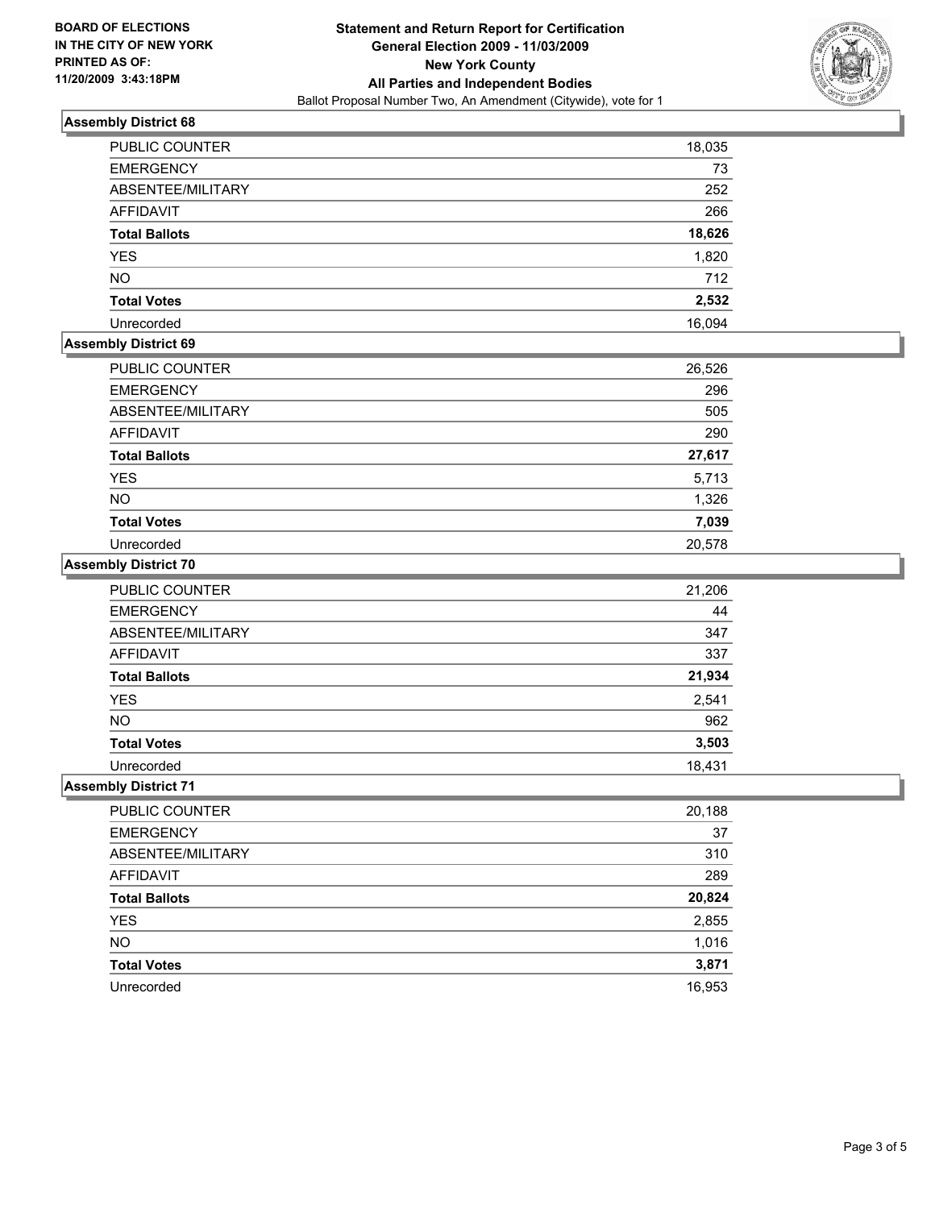**BOARD OF ELECTIONS IN THE CITY OF NEW YORK PRINTED AS OF: 11/20/2009 3:43:18PM**

# Statement and Return Report for Certification
## General Election 2009 - 11/03/2009
## New York County
## All Parties and Independent Bodies

Ballot Proposal Number Two, An Amendment (Citywide), vote for 1

### Assembly District 68

| | |
|---|---|
| PUBLIC COUNTER | 18,035 |
| EMERGENCY | 73 |
| ABSENTEE/MILITARY | 252 |
| AFFIDAVIT | 266 |
| **Total Ballots** | **18,626** |
| YES | 1,820 |
| NO | 712 |
| **Total Votes** | **2,532** |
| Unrecorded | 16,094 |

### Assembly District 69

| | |
|---|---|
| PUBLIC COUNTER | 26,526 |
| EMERGENCY | 296 |
| ABSENTEE/MILITARY | 505 |
| AFFIDAVIT | 290 |
| **Total Ballots** | **27,617** |
| YES | 5,713 |
| NO | 1,326 |
| **Total Votes** | **7,039** |
| Unrecorded | 20,578 |

### Assembly District 70

| | |
|---|---|
| PUBLIC COUNTER | 21,206 |
| EMERGENCY | 44 |
| ABSENTEE/MILITARY | 347 |
| AFFIDAVIT | 337 |
| **Total Ballots** | **21,934** |
| YES | 2,541 |
| NO | 962 |
| **Total Votes** | **3,503** |
| Unrecorded | 18,431 |

### Assembly District 71

| | |
|---|---|
| PUBLIC COUNTER | 20,188 |
| EMERGENCY | 37 |
| ABSENTEE/MILITARY | 310 |
| AFFIDAVIT | 289 |
| **Total Ballots** | **20,824** |
| YES | 2,855 |
| NO | 1,016 |
| **Total Votes** | **3,871** |
| Unrecorded | 16,953 |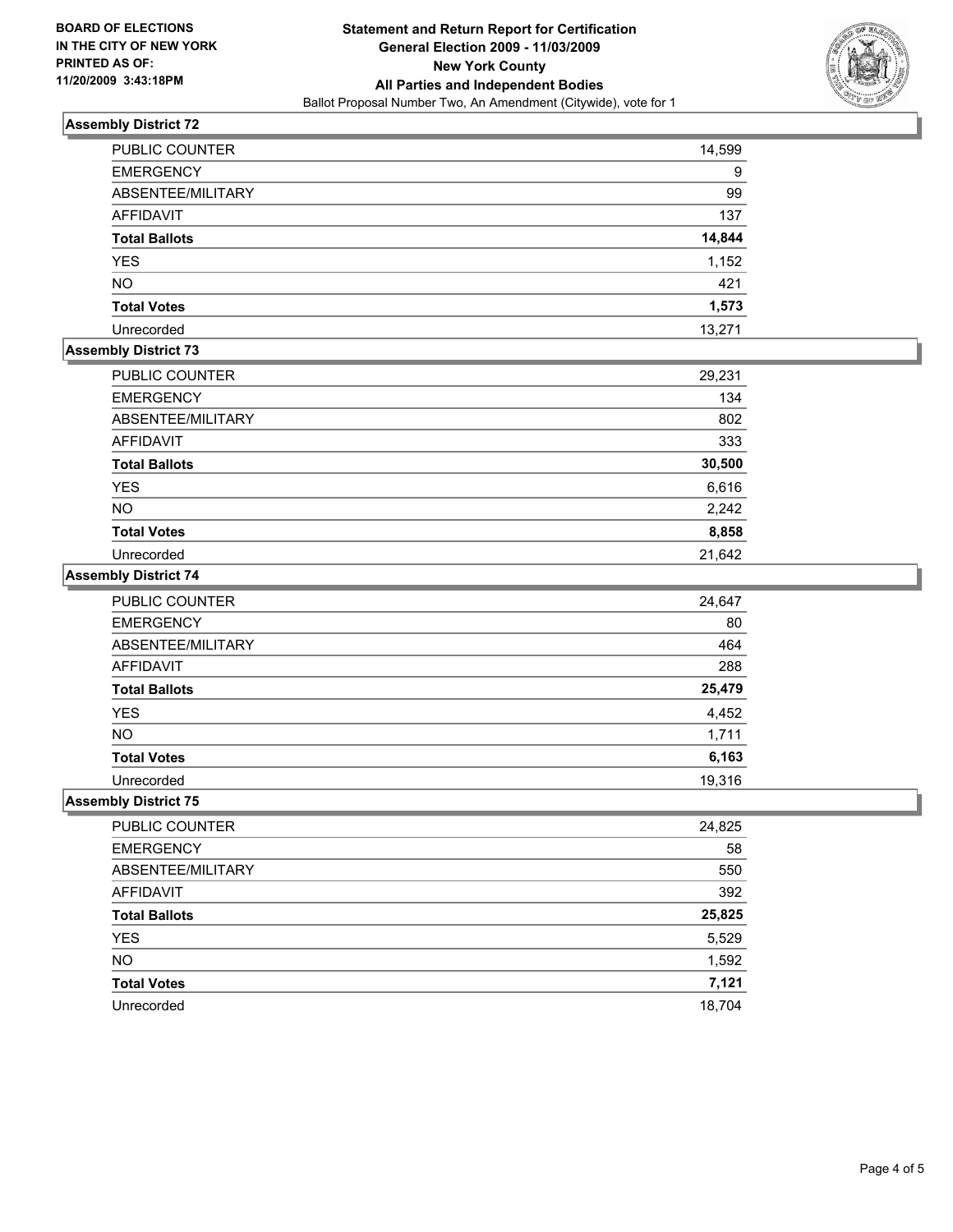**BOARD OF ELECTIONS IN THE CITY OF NEW YORK PRINTED AS OF: 11/20/2009 3:43:18PM**

**Statement and Return Report for Certification**
**General Election 2009 - 11/03/2009**
**New York County**
**All Parties and Independent Bodies**
Ballot Proposal Number Two, An Amendment (Citywide), vote for 1

### Assembly District 72

| | |
|---|---|
| PUBLIC COUNTER | 14,599 |
| EMERGENCY | 9 |
| ABSENTEE/MILITARY | 99 |
| AFFIDAVIT | 137 |
| **Total Ballots** | **14,844** |
| YES | 1,152 |
| NO | 421 |
| **Total Votes** | **1,573** |
| Unrecorded | 13,271 |

### Assembly District 73

| | |
|---|---|
| PUBLIC COUNTER | 29,231 |
| EMERGENCY | 134 |
| ABSENTEE/MILITARY | 802 |
| AFFIDAVIT | 333 |
| **Total Ballots** | **30,500** |
| YES | 6,616 |
| NO | 2,242 |
| **Total Votes** | **8,858** |
| Unrecorded | 21,642 |

### Assembly District 74

| | |
|---|---|
| PUBLIC COUNTER | 24,647 |
| EMERGENCY | 80 |
| ABSENTEE/MILITARY | 464 |
| AFFIDAVIT | 288 |
| **Total Ballots** | **25,479** |
| YES | 4,452 |
| NO | 1,711 |
| **Total Votes** | **6,163** |
| Unrecorded | 19,316 |

### Assembly District 75

| | |
|---|---|
| PUBLIC COUNTER | 24,825 |
| EMERGENCY | 58 |
| ABSENTEE/MILITARY | 550 |
| AFFIDAVIT | 392 |
| **Total Ballots** | **25,825** |
| YES | 5,529 |
| NO | 1,592 |
| **Total Votes** | **7,121** |
| Unrecorded | 18,704 |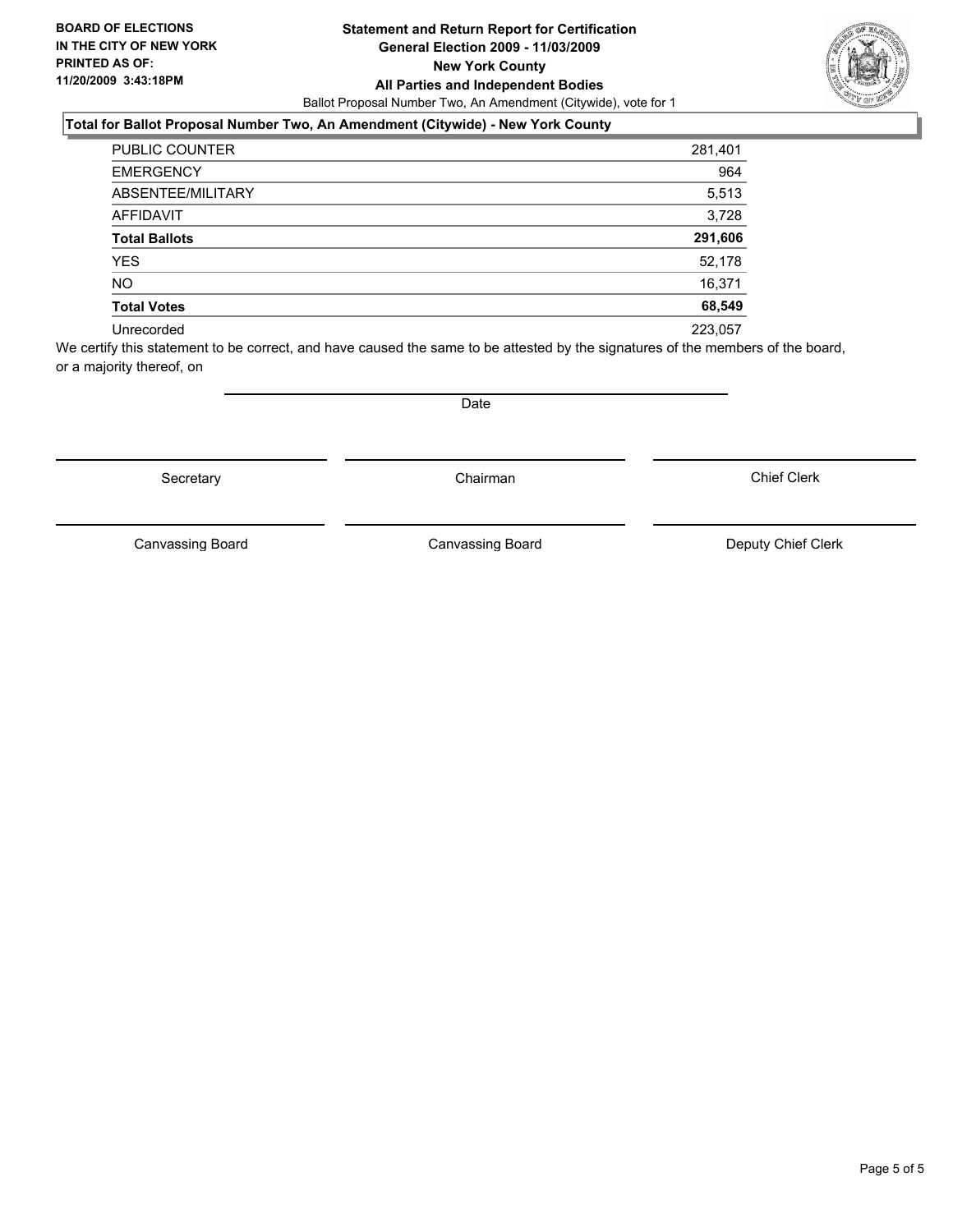**BOARD OF ELECTIONS IN THE CITY OF NEW YORK PRINTED AS OF: 11/20/2009 3:43:18PM**

**Statement and Return Report for Certification**
**General Election 2009 - 11/03/2009**
**New York County**
**All Parties and Independent Bodies**

Ballot Proposal Number Two, An Amendment (Citywide), vote for 1

**Total for Ballot Proposal Number Two, An Amendment (Citywide) - New York County**

| | |
|---|---|
| PUBLIC COUNTER | 281,401 |
| EMERGENCY | 964 |
| ABSENTEE/MILITARY | 5,513 |
| AFFIDAVIT | 3,728 |
| **Total Ballots** | **291,606** |
| YES | 52,178 |
| NO | 16,371 |
| **Total Votes** | **68,549** |
| Unrecorded | 223,057 |

We certify this statement to be correct, and have caused the same to be attested by the signatures of the members of the board, or a majority thereof, on

Date

Secretary | Chairman | Chief Clerk

Canvassing Board | Canvassing Board | Deputy Chief Clerk